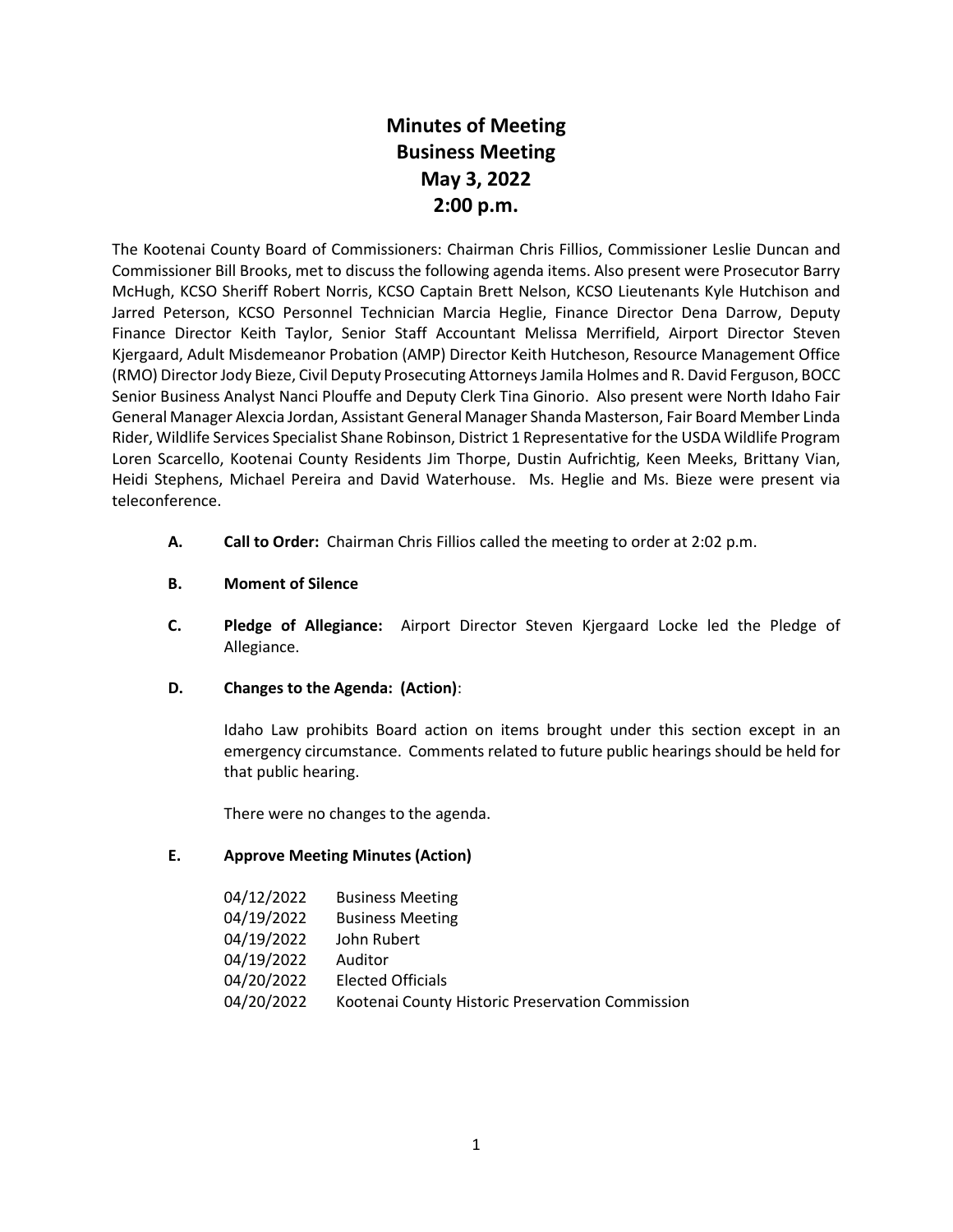# Minutes of Meeting
# Business Meeting
# May 3, 2022
# 2:00 p.m.

The Kootenai County Board of Commissioners: Chairman Chris Fillios, Commissioner Leslie Duncan and Commissioner Bill Brooks, met to discuss the following agenda items. Also present were Prosecutor Barry McHugh, KCSO Sheriff Robert Norris, KCSO Captain Brett Nelson, KCSO Lieutenants Kyle Hutchison and Jarred Peterson, KCSO Personnel Technician Marcia Heglie, Finance Director Dena Darrow, Deputy Finance Director Keith Taylor, Senior Staff Accountant Melissa Merrifield, Airport Director Steven Kjergaard, Adult Misdemeanor Probation (AMP) Director Keith Hutcheson, Resource Management Office (RMO) Director Jody Bieze, Civil Deputy Prosecuting Attorneys Jamila Holmes and R. David Ferguson, BOCC Senior Business Analyst Nanci Plouffe and Deputy Clerk Tina Ginorio. Also present were North Idaho Fair General Manager Alexcia Jordan, Assistant General Manager Shanda Masterson, Fair Board Member Linda Rider, Wildlife Services Specialist Shane Robinson, District 1 Representative for the USDA Wildlife Program Loren Scarcello, Kootenai County Residents Jim Thorpe, Dustin Aufrichtig, Keen Meeks, Brittany Vian, Heidi Stephens, Michael Pereira and David Waterhouse. Ms. Heglie and Ms. Bieze were present via teleconference.

**A. Call to Order:** Chairman Chris Fillios called the meeting to order at 2:02 p.m.

**B. Moment of Silence**

**C. Pledge of Allegiance:** Airport Director Steven Kjergaard Locke led the Pledge of Allegiance.

**D. Changes to the Agenda: (Action)**:

Idaho Law prohibits Board action on items brought under this section except in an emergency circumstance. Comments related to future public hearings should be held for that public hearing.

There were no changes to the agenda.

**E. Approve Meeting Minutes (Action)**

| | |
|---|---|
| 04/12/2022 | Business Meeting |
| 04/19/2022 | Business Meeting |
| 04/19/2022 | John Rubert |
| 04/19/2022 | Auditor |
| 04/20/2022 | Elected Officials |
| 04/20/2022 | Kootenai County Historic Preservation Commission |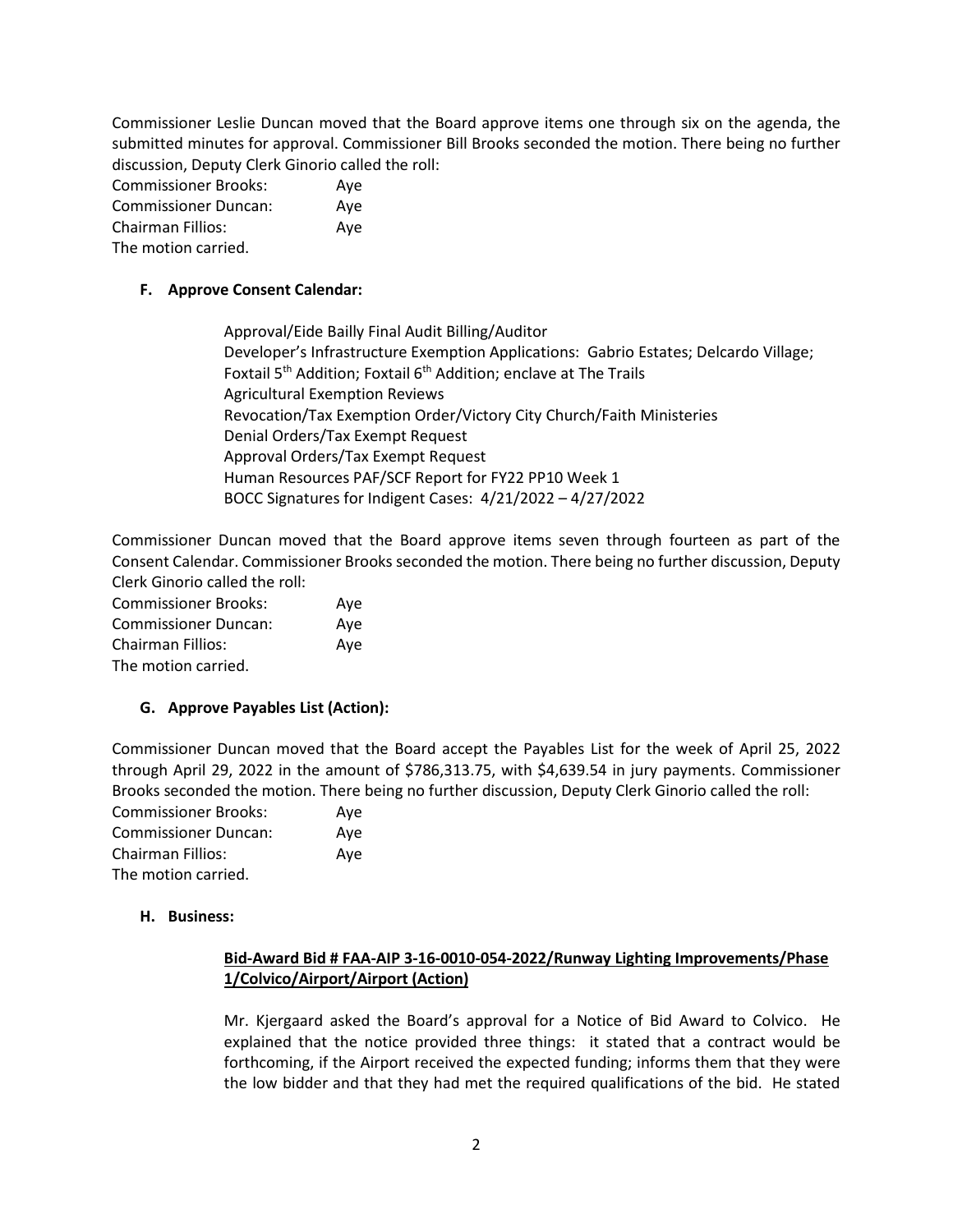Commissioner Leslie Duncan moved that the Board approve items one through six on the agenda, the submitted minutes for approval. Commissioner Bill Brooks seconded the motion. There being no further discussion, Deputy Clerk Ginorio called the roll:

Commissioner Brooks: Aye
Commissioner Duncan: Aye
Chairman Fillios: Aye
The motion carried.

### F. Approve Consent Calendar:

Approval/Eide Bailly Final Audit Billing/Auditor
Developer's Infrastructure Exemption Applications: Gabrio Estates; Delcardo Village; Foxtail 5th Addition; Foxtail 6th Addition; enclave at The Trails
Agricultural Exemption Reviews
Revocation/Tax Exemption Order/Victory City Church/Faith Ministeries
Denial Orders/Tax Exempt Request
Approval Orders/Tax Exempt Request
Human Resources PAF/SCF Report for FY22 PP10 Week 1
BOCC Signatures for Indigent Cases: 4/21/2022 – 4/27/2022

Commissioner Duncan moved that the Board approve items seven through fourteen as part of the Consent Calendar. Commissioner Brooks seconded the motion. There being no further discussion, Deputy Clerk Ginorio called the roll:

Commissioner Brooks: Aye
Commissioner Duncan: Aye
Chairman Fillios: Aye
The motion carried.

### G. Approve Payables List (Action):

Commissioner Duncan moved that the Board accept the Payables List for the week of April 25, 2022 through April 29, 2022 in the amount of $786,313.75, with $4,639.54 in jury payments. Commissioner Brooks seconded the motion. There being no further discussion, Deputy Clerk Ginorio called the roll:

Commissioner Brooks: Aye
Commissioner Duncan: Aye
Chairman Fillios: Aye
The motion carried.

### H. Business:

**Bid-Award Bid # FAA-AIP 3-16-0010-054-2022/Runway Lighting Improvements/Phase 1/Colvico/Airport/Airport (Action)**

Mr. Kjergaard asked the Board's approval for a Notice of Bid Award to Colvico. He explained that the notice provided three things: it stated that a contract would be forthcoming, if the Airport received the expected funding; informs them that they were the low bidder and that they had met the required qualifications of the bid. He stated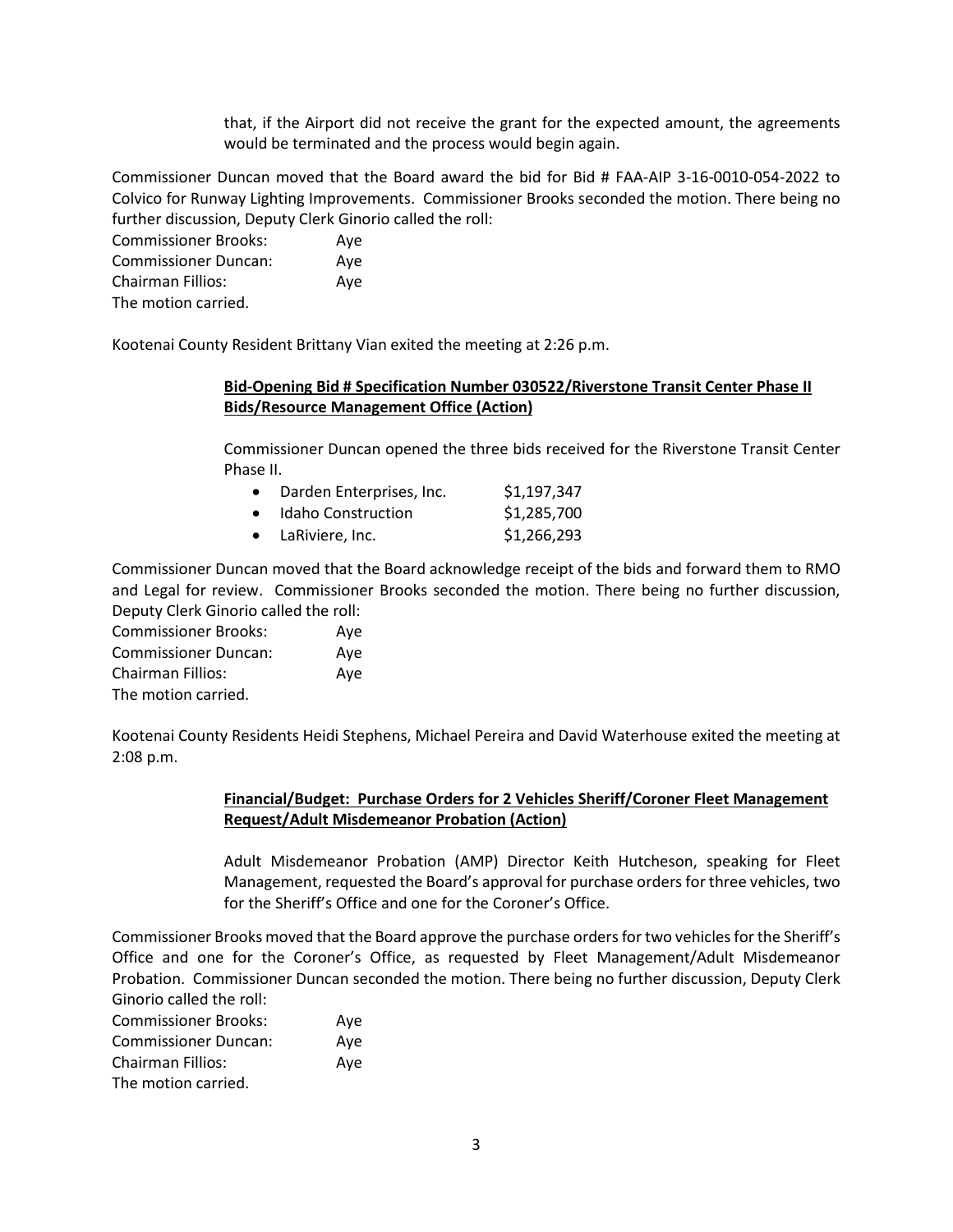that, if the Airport did not receive the grant for the expected amount, the agreements would be terminated and the process would begin again.

Commissioner Duncan moved that the Board award the bid for Bid # FAA-AIP 3-16-0010-054-2022 to Colvico for Runway Lighting Improvements. Commissioner Brooks seconded the motion. There being no further discussion, Deputy Clerk Ginorio called the roll:

Commissioner Brooks: Aye
Commissioner Duncan: Aye
Chairman Fillios: Aye
The motion carried.

Kootenai County Resident Brittany Vian exited the meeting at 2:26 p.m.

**Bid-Opening Bid # Specification Number 030522/Riverstone Transit Center Phase II Bids/Resource Management Office (Action)**

Commissioner Duncan opened the three bids received for the Riverstone Transit Center Phase II.

- Darden Enterprises, Inc. $1,197,347
- Idaho Construction $1,285,700
- LaRiviere, Inc. $1,266,293

Commissioner Duncan moved that the Board acknowledge receipt of the bids and forward them to RMO and Legal for review. Commissioner Brooks seconded the motion. There being no further discussion, Deputy Clerk Ginorio called the roll:

Commissioner Brooks: Aye
Commissioner Duncan: Aye
Chairman Fillios: Aye
The motion carried.

Kootenai County Residents Heidi Stephens, Michael Pereira and David Waterhouse exited the meeting at 2:08 p.m.

**Financial/Budget: Purchase Orders for 2 Vehicles Sheriff/Coroner Fleet Management Request/Adult Misdemeanor Probation (Action)**

Adult Misdemeanor Probation (AMP) Director Keith Hutcheson, speaking for Fleet Management, requested the Board's approval for purchase orders for three vehicles, two for the Sheriff's Office and one for the Coroner's Office.

Commissioner Brooks moved that the Board approve the purchase orders for two vehicles for the Sheriff's Office and one for the Coroner's Office, as requested by Fleet Management/Adult Misdemeanor Probation. Commissioner Duncan seconded the motion. There being no further discussion, Deputy Clerk Ginorio called the roll:

Commissioner Brooks: Aye
Commissioner Duncan: Aye
Chairman Fillios: Aye
The motion carried.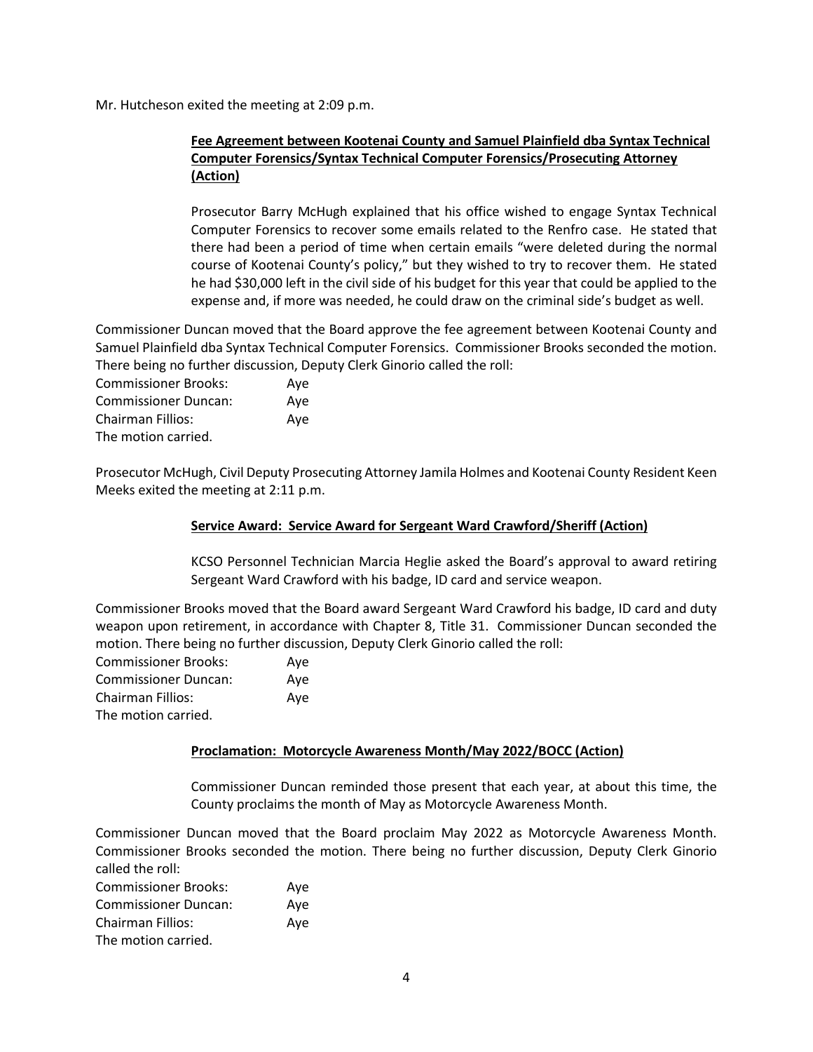Mr. Hutcheson exited the meeting at 2:09 p.m.

**Fee Agreement between Kootenai County and Samuel Plainfield dba Syntax Technical Computer Forensics/Syntax Technical Computer Forensics/Prosecuting Attorney (Action)**

Prosecutor Barry McHugh explained that his office wished to engage Syntax Technical Computer Forensics to recover some emails related to the Renfro case. He stated that there had been a period of time when certain emails "were deleted during the normal course of Kootenai County's policy," but they wished to try to recover them. He stated he had $30,000 left in the civil side of his budget for this year that could be applied to the expense and, if more was needed, he could draw on the criminal side's budget as well.

Commissioner Duncan moved that the Board approve the fee agreement between Kootenai County and Samuel Plainfield dba Syntax Technical Computer Forensics. Commissioner Brooks seconded the motion. There being no further discussion, Deputy Clerk Ginorio called the roll:

Commissioner Brooks: Aye
Commissioner Duncan: Aye
Chairman Fillios: Aye
The motion carried.

Prosecutor McHugh, Civil Deputy Prosecuting Attorney Jamila Holmes and Kootenai County Resident Keen Meeks exited the meeting at 2:11 p.m.

**Service Award: Service Award for Sergeant Ward Crawford/Sheriff (Action)**

KCSO Personnel Technician Marcia Heglie asked the Board's approval to award retiring Sergeant Ward Crawford with his badge, ID card and service weapon.

Commissioner Brooks moved that the Board award Sergeant Ward Crawford his badge, ID card and duty weapon upon retirement, in accordance with Chapter 8, Title 31. Commissioner Duncan seconded the motion. There being no further discussion, Deputy Clerk Ginorio called the roll:

Commissioner Brooks: Aye
Commissioner Duncan: Aye
Chairman Fillios: Aye
The motion carried.

**Proclamation: Motorcycle Awareness Month/May 2022/BOCC (Action)**

Commissioner Duncan reminded those present that each year, at about this time, the County proclaims the month of May as Motorcycle Awareness Month.

Commissioner Duncan moved that the Board proclaim May 2022 as Motorcycle Awareness Month. Commissioner Brooks seconded the motion. There being no further discussion, Deputy Clerk Ginorio called the roll:

Commissioner Brooks: Aye
Commissioner Duncan: Aye
Chairman Fillios: Aye
The motion carried.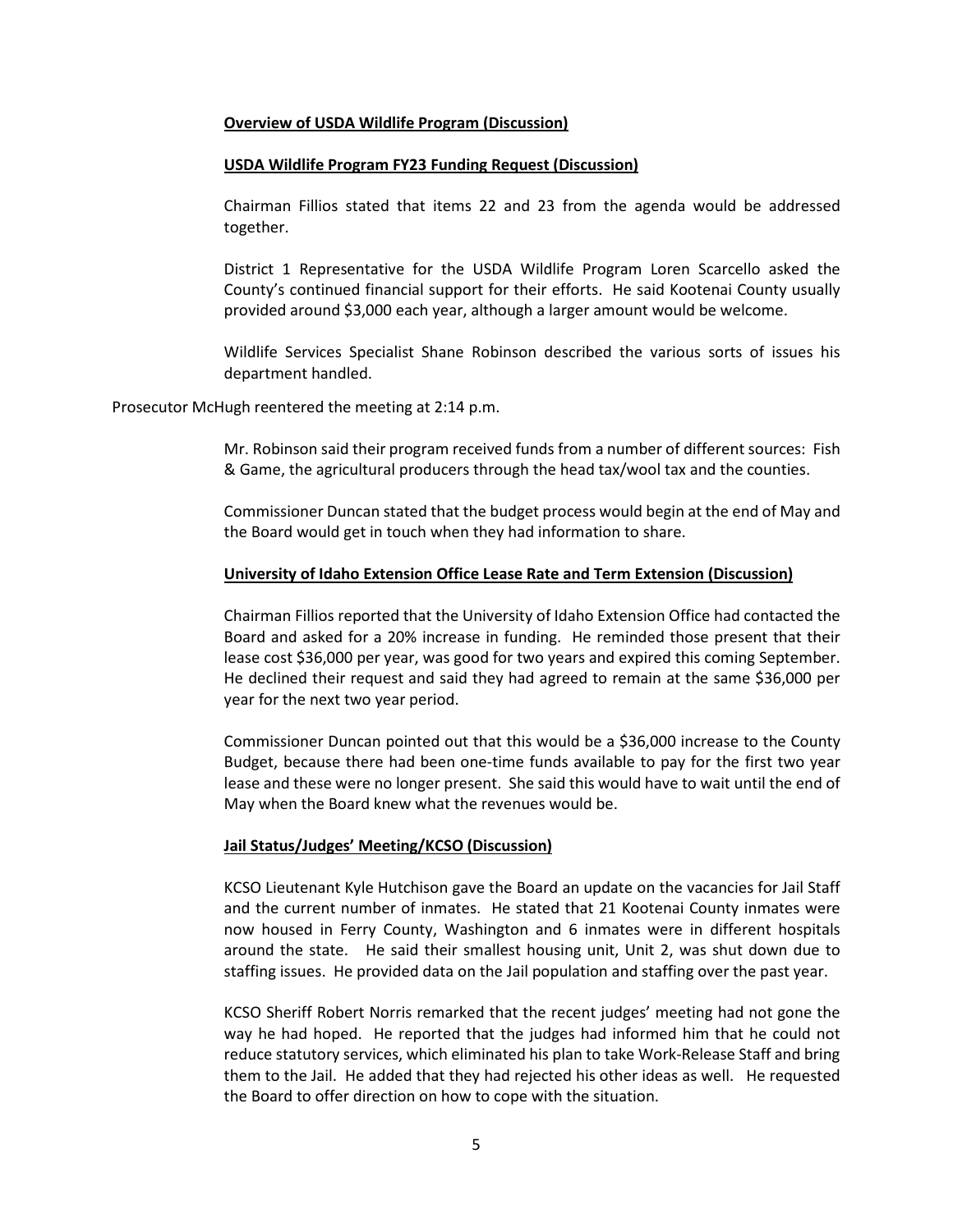**Overview of USDA Wildlife Program (Discussion)**

**USDA Wildlife Program FY23 Funding Request (Discussion)**

Chairman Fillios stated that items 22 and 23 from the agenda would be addressed together.

District 1 Representative for the USDA Wildlife Program Loren Scarcello asked the County's continued financial support for their efforts. He said Kootenai County usually provided around $3,000 each year, although a larger amount would be welcome.

Wildlife Services Specialist Shane Robinson described the various sorts of issues his department handled.

Prosecutor McHugh reentered the meeting at 2:14 p.m.

Mr. Robinson said their program received funds from a number of different sources: Fish & Game, the agricultural producers through the head tax/wool tax and the counties.

Commissioner Duncan stated that the budget process would begin at the end of May and the Board would get in touch when they had information to share.

**University of Idaho Extension Office Lease Rate and Term Extension (Discussion)**

Chairman Fillios reported that the University of Idaho Extension Office had contacted the Board and asked for a 20% increase in funding. He reminded those present that their lease cost $36,000 per year, was good for two years and expired this coming September. He declined their request and said they had agreed to remain at the same $36,000 per year for the next two year period.

Commissioner Duncan pointed out that this would be a $36,000 increase to the County Budget, because there had been one-time funds available to pay for the first two year lease and these were no longer present. She said this would have to wait until the end of May when the Board knew what the revenues would be.

**Jail Status/Judges' Meeting/KCSO (Discussion)**

KCSO Lieutenant Kyle Hutchison gave the Board an update on the vacancies for Jail Staff and the current number of inmates. He stated that 21 Kootenai County inmates were now housed in Ferry County, Washington and 6 inmates were in different hospitals around the state. He said their smallest housing unit, Unit 2, was shut down due to staffing issues. He provided data on the Jail population and staffing over the past year.

KCSO Sheriff Robert Norris remarked that the recent judges' meeting had not gone the way he had hoped. He reported that the judges had informed him that he could not reduce statutory services, which eliminated his plan to take Work-Release Staff and bring them to the Jail. He added that they had rejected his other ideas as well. He requested the Board to offer direction on how to cope with the situation.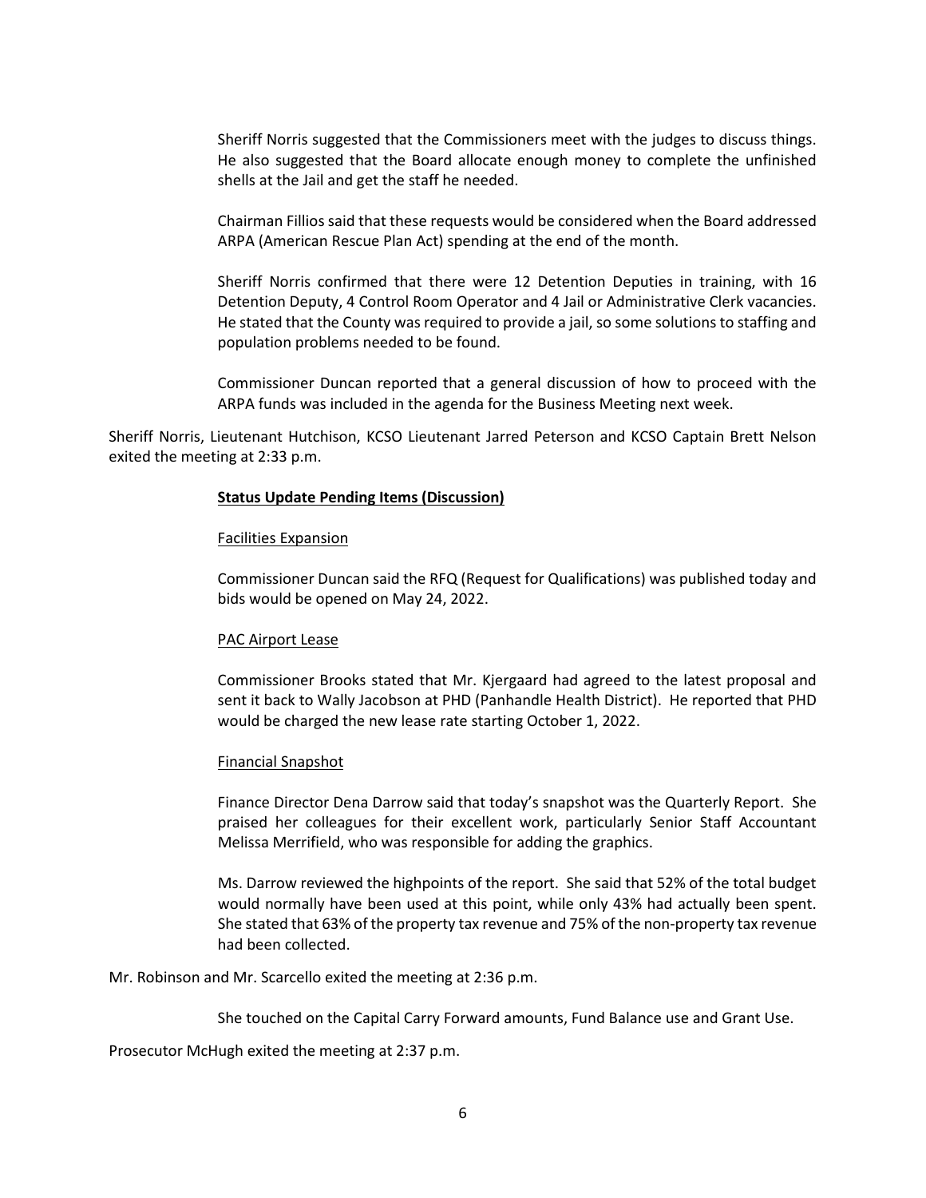Sheriff Norris suggested that the Commissioners meet with the judges to discuss things. He also suggested that the Board allocate enough money to complete the unfinished shells at the Jail and get the staff he needed.

Chairman Fillios said that these requests would be considered when the Board addressed ARPA (American Rescue Plan Act) spending at the end of the month.

Sheriff Norris confirmed that there were 12 Detention Deputies in training, with 16 Detention Deputy, 4 Control Room Operator and 4 Jail or Administrative Clerk vacancies. He stated that the County was required to provide a jail, so some solutions to staffing and population problems needed to be found.

Commissioner Duncan reported that a general discussion of how to proceed with the ARPA funds was included in the agenda for the Business Meeting next week.

Sheriff Norris, Lieutenant Hutchison, KCSO Lieutenant Jarred Peterson and KCSO Captain Brett Nelson exited the meeting at 2:33 p.m.

**Status Update Pending Items (Discussion)**

Facilities Expansion

Commissioner Duncan said the RFQ (Request for Qualifications) was published today and bids would be opened on May 24, 2022.

PAC Airport Lease

Commissioner Brooks stated that Mr. Kjergaard had agreed to the latest proposal and sent it back to Wally Jacobson at PHD (Panhandle Health District). He reported that PHD would be charged the new lease rate starting October 1, 2022.

Financial Snapshot

Finance Director Dena Darrow said that today's snapshot was the Quarterly Report. She praised her colleagues for their excellent work, particularly Senior Staff Accountant Melissa Merrifield, who was responsible for adding the graphics.

Ms. Darrow reviewed the highpoints of the report. She said that 52% of the total budget would normally have been used at this point, while only 43% had actually been spent. She stated that 63% of the property tax revenue and 75% of the non-property tax revenue had been collected.

Mr. Robinson and Mr. Scarcello exited the meeting at 2:36 p.m.

She touched on the Capital Carry Forward amounts, Fund Balance use and Grant Use.

Prosecutor McHugh exited the meeting at 2:37 p.m.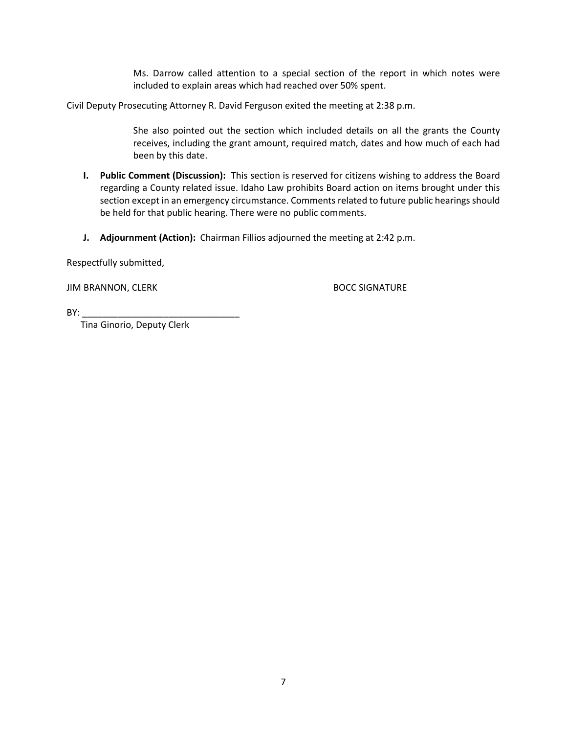Ms. Darrow called attention to a special section of the report in which notes were included to explain areas which had reached over 50% spent.

Civil Deputy Prosecuting Attorney R. David Ferguson exited the meeting at 2:38 p.m.

She also pointed out the section which included details on all the grants the County receives, including the grant amount, required match, dates and how much of each had been by this date.

I. **Public Comment (Discussion):** This section is reserved for citizens wishing to address the Board regarding a County related issue. Idaho Law prohibits Board action on items brought under this section except in an emergency circumstance. Comments related to future public hearings should be held for that public hearing. There were no public comments.

J. **Adjournment (Action):** Chairman Fillios adjourned the meeting at 2:42 p.m.

Respectfully submitted,

JIM BRANNON, CLERK BOCC SIGNATURE

BY: _______________________________
Tina Ginorio, Deputy Clerk